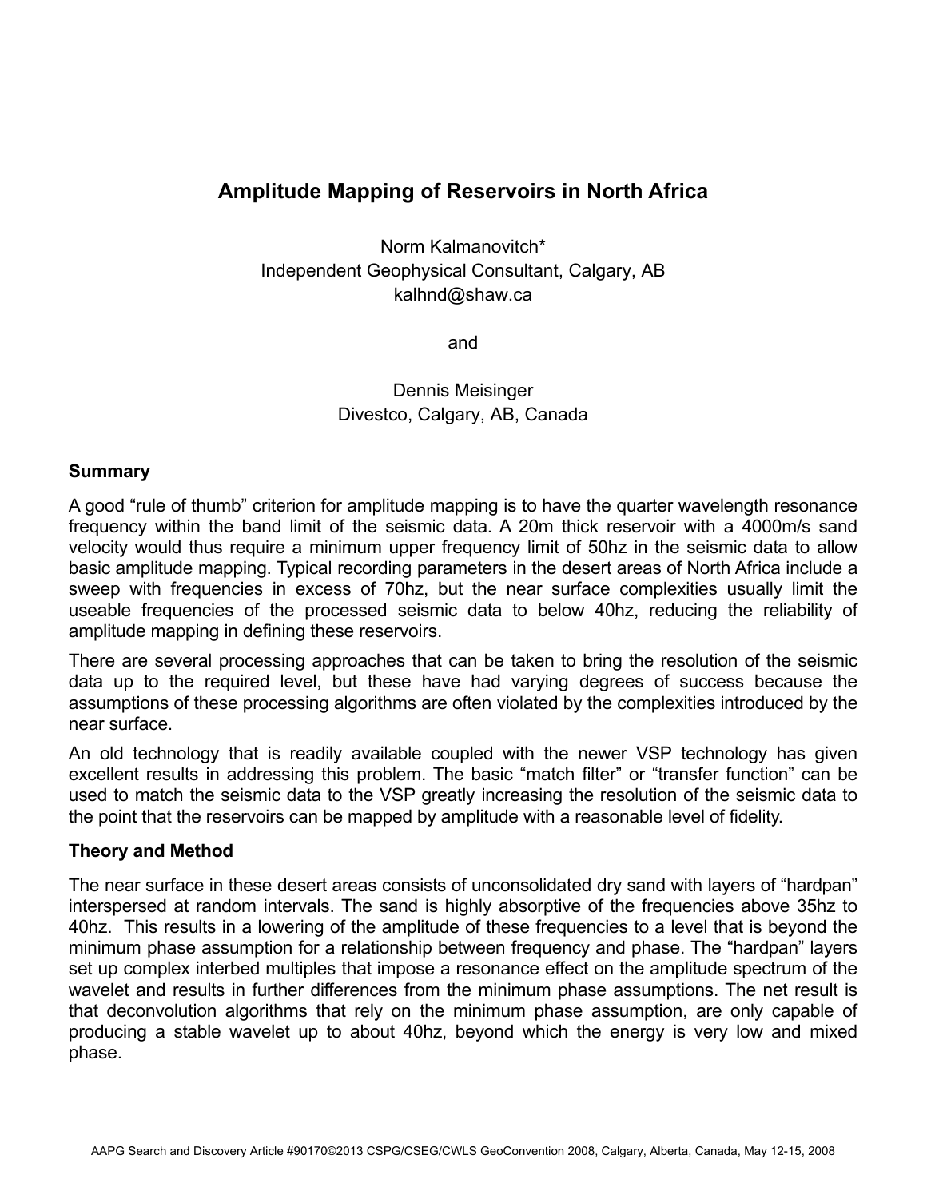# Amplitude Mapping of Reservoirs in North Africa

Norm Kalmanovitch*
Independent Geophysical Consultant, Calgary, AB
kalhnd@shaw.ca

and

Dennis Meisinger
Divestco, Calgary, AB, Canada

## Summary

A good "rule of thumb" criterion for amplitude mapping is to have the quarter wavelength resonance frequency within the band limit of the seismic data. A 20m thick reservoir with a 4000m/s sand velocity would thus require a minimum upper frequency limit of 50hz in the seismic data to allow basic amplitude mapping. Typical recording parameters in the desert areas of North Africa include a sweep with frequencies in excess of 70hz, but the near surface complexities usually limit the useable frequencies of the processed seismic data to below 40hz, reducing the reliability of amplitude mapping in defining these reservoirs.

There are several processing approaches that can be taken to bring the resolution of the seismic data up to the required level, but these have had varying degrees of success because the assumptions of these processing algorithms are often violated by the complexities introduced by the near surface.

An old technology that is readily available coupled with the newer VSP technology has given excellent results in addressing this problem. The basic "match filter" or "transfer function" can be used to match the seismic data to the VSP greatly increasing the resolution of the seismic data to the point that the reservoirs can be mapped by amplitude with a reasonable level of fidelity.

## Theory and Method

The near surface in these desert areas consists of unconsolidated dry sand with layers of "hardpan" interspersed at random intervals. The sand is highly absorptive of the frequencies above 35hz to 40hz. This results in a lowering of the amplitude of these frequencies to a level that is beyond the minimum phase assumption for a relationship between frequency and phase. The "hardpan" layers set up complex interbed multiples that impose a resonance effect on the amplitude spectrum of the wavelet and results in further differences from the minimum phase assumptions. The net result is that deconvolution algorithms that rely on the minimum phase assumption, are only capable of producing a stable wavelet up to about 40hz, beyond which the energy is very low and mixed phase.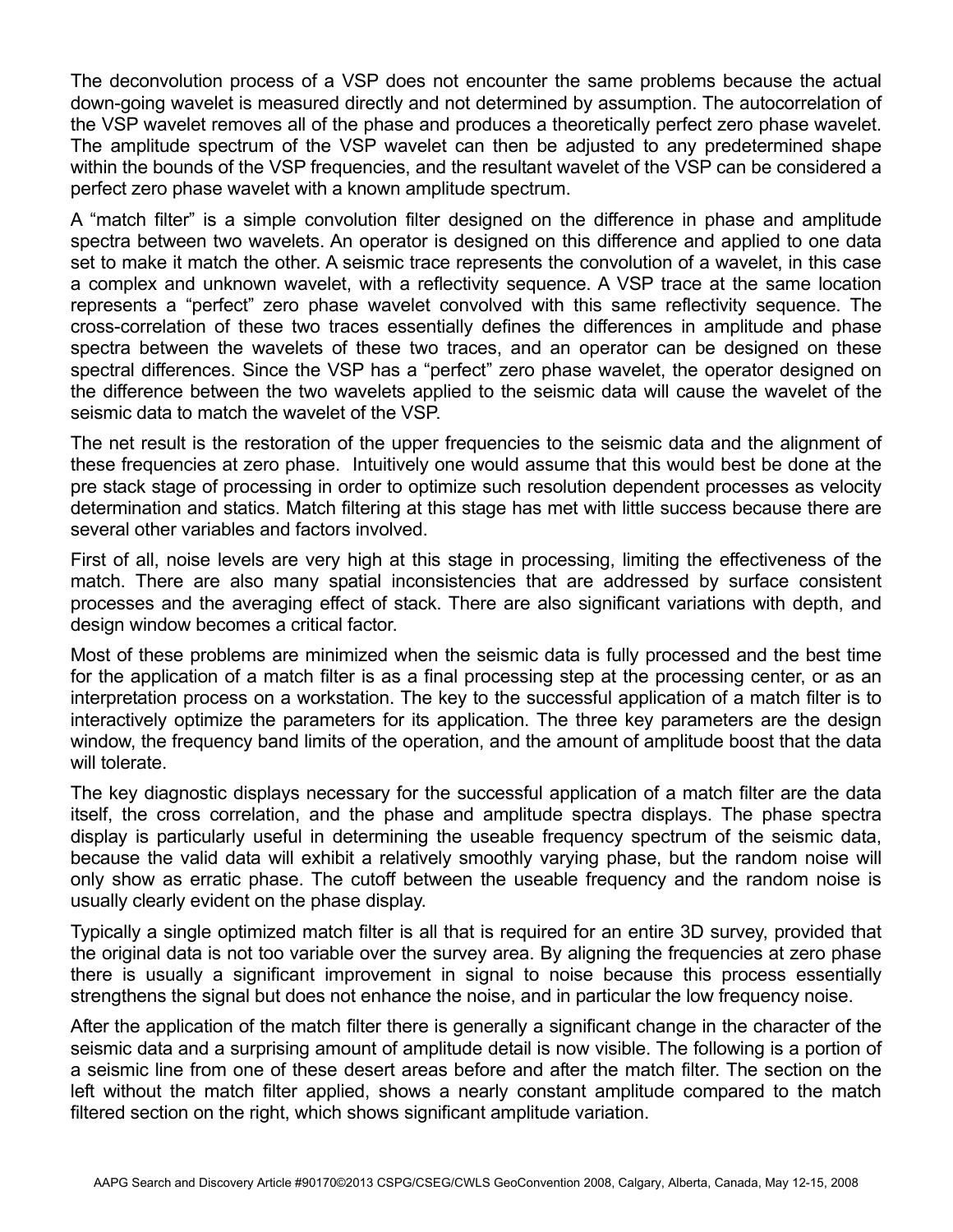The deconvolution process of a VSP does not encounter the same problems because the actual down-going wavelet is measured directly and not determined by assumption. The autocorrelation of the VSP wavelet removes all of the phase and produces a theoretically perfect zero phase wavelet. The amplitude spectrum of the VSP wavelet can then be adjusted to any predetermined shape within the bounds of the VSP frequencies, and the resultant wavelet of the VSP can be considered a perfect zero phase wavelet with a known amplitude spectrum.

A “match filter” is a simple convolution filter designed on the difference in phase and amplitude spectra between two wavelets. An operator is designed on this difference and applied to one data set to make it match the other. A seismic trace represents the convolution of a wavelet, in this case a complex and unknown wavelet, with a reflectivity sequence. A VSP trace at the same location represents a “perfect” zero phase wavelet convolved with this same reflectivity sequence. The cross-correlation of these two traces essentially defines the differences in amplitude and phase spectra between the wavelets of these two traces, and an operator can be designed on these spectral differences. Since the VSP has a “perfect” zero phase wavelet, the operator designed on the difference between the two wavelets applied to the seismic data will cause the wavelet of the seismic data to match the wavelet of the VSP.

The net result is the restoration of the upper frequencies to the seismic data and the alignment of these frequencies at zero phase. Intuitively one would assume that this would best be done at the pre stack stage of processing in order to optimize such resolution dependent processes as velocity determination and statics. Match filtering at this stage has met with little success because there are several other variables and factors involved.

First of all, noise levels are very high at this stage in processing, limiting the effectiveness of the match. There are also many spatial inconsistencies that are addressed by surface consistent processes and the averaging effect of stack. There are also significant variations with depth, and design window becomes a critical factor.

Most of these problems are minimized when the seismic data is fully processed and the best time for the application of a match filter is as a final processing step at the processing center, or as an interpretation process on a workstation. The key to the successful application of a match filter is to interactively optimize the parameters for its application. The three key parameters are the design window, the frequency band limits of the operation, and the amount of amplitude boost that the data will tolerate.

The key diagnostic displays necessary for the successful application of a match filter are the data itself, the cross correlation, and the phase and amplitude spectra displays. The phase spectra display is particularly useful in determining the useable frequency spectrum of the seismic data, because the valid data will exhibit a relatively smoothly varying phase, but the random noise will only show as erratic phase. The cutoff between the useable frequency and the random noise is usually clearly evident on the phase display.

Typically a single optimized match filter is all that is required for an entire 3D survey, provided that the original data is not too variable over the survey area. By aligning the frequencies at zero phase there is usually a significant improvement in signal to noise because this process essentially strengthens the signal but does not enhance the noise, and in particular the low frequency noise.

After the application of the match filter there is generally a significant change in the character of the seismic data and a surprising amount of amplitude detail is now visible. The following is a portion of a seismic line from one of these desert areas before and after the match filter. The section on the left without the match filter applied, shows a nearly constant amplitude compared to the match filtered section on the right, which shows significant amplitude variation.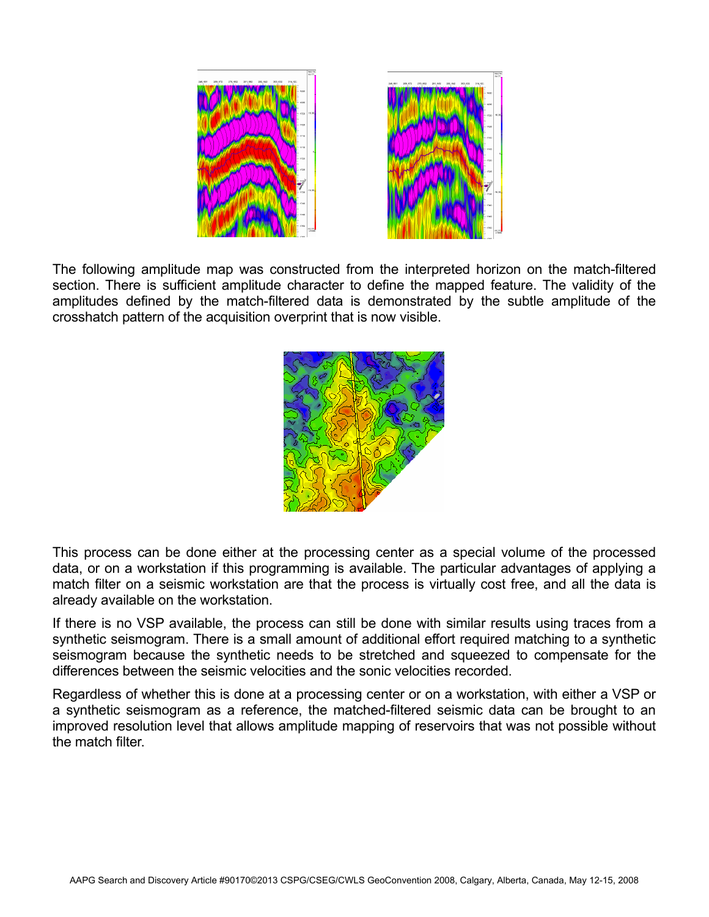The following amplitude map was constructed from the interpreted horizon on the match-filtered section. There is sufficient amplitude character to define the mapped feature. The validity of the amplitudes defined by the match-filtered data is demonstrated by the subtle amplitude of the crosshatch pattern of the acquisition overprint that is now visible.

This process can be done either at the processing center as a special volume of the processed data, or on a workstation if this programming is available. The particular advantages of applying a match filter on a seismic workstation are that the process is virtually cost free, and all the data is already available on the workstation.

If there is no VSP available, the process can still be done with similar results using traces from a synthetic seismogram. There is a small amount of additional effort required matching to a synthetic seismogram because the synthetic needs to be stretched and squeezed to compensate for the differences between the seismic velocities and the sonic velocities recorded.

Regardless of whether this is done at a processing center or on a workstation, with either a VSP or a synthetic seismogram as a reference, the matched-filtered seismic data can be brought to an improved resolution level that allows amplitude mapping of reservoirs that was not possible without the match filter.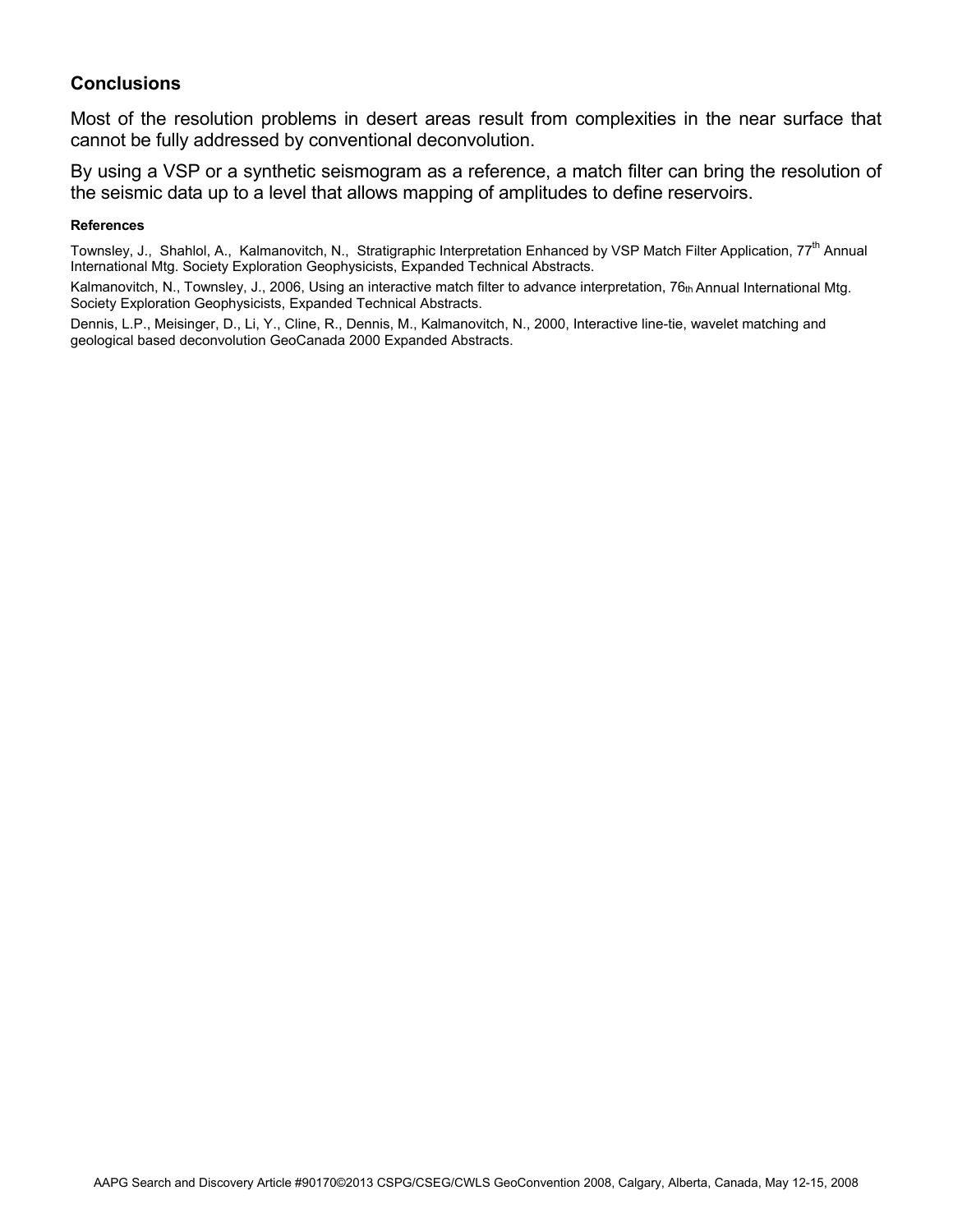## Conclusions

Most of the resolution problems in desert areas result from complexities in the near surface that cannot be fully addressed by conventional deconvolution.

By using a VSP or a synthetic seismogram as a reference, a match filter can bring the resolution of the seismic data up to a level that allows mapping of amplitudes to define reservoirs.

#### References

Townsley, J., Shahlol, A., Kalmanovitch, N., Stratigraphic Interpretation Enhanced by VSP Match Filter Application, 77th Annual International Mtg. Society Exploration Geophysicists, Expanded Technical Abstracts.

Kalmanovitch, N., Townsley, J., 2006, Using an interactive match filter to advance interpretation, 76th Annual International Mtg. Society Exploration Geophysicists, Expanded Technical Abstracts.

Dennis, L.P., Meisinger, D., Li, Y., Cline, R., Dennis, M., Kalmanovitch, N., 2000, Interactive line-tie, wavelet matching and geological based deconvolution GeoCanada 2000 Expanded Abstracts.